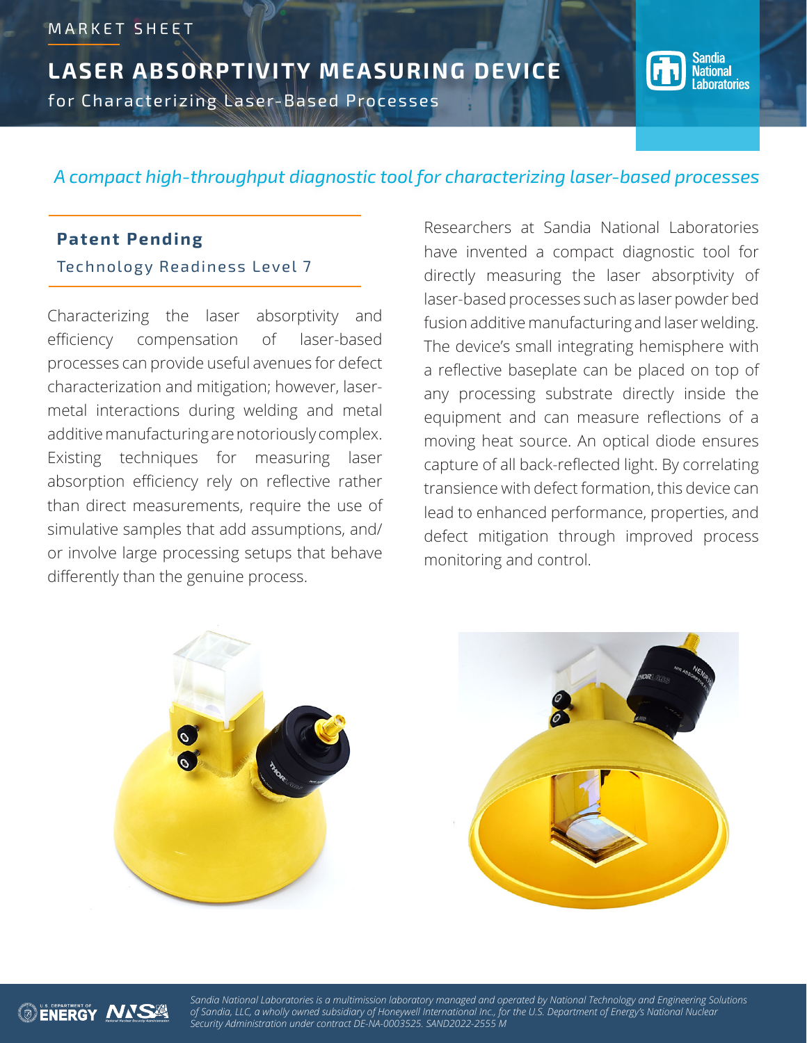MARKET SHEET

# LASER ABSORPTIVITY MEASURING DEVICE

for Characterizing Laser-Based Processes

*A compact high-throughput diagnostic tool for characterizing laser-based processes*

**Patent Pending**

Technology Readiness Level 7

Characterizing the laser absorptivity and efficiency compensation of laser-based processes can provide useful avenues for defect characterization and mitigation; however, laser-metal interactions during welding and metal additive manufacturing are notoriously complex. Existing techniques for measuring laser absorption efficiency rely on reflective rather than direct measurements, require the use of simulative samples that add assumptions, and/or involve large processing setups that behave differently than the genuine process.

Researchers at Sandia National Laboratories have invented a compact diagnostic tool for directly measuring the laser absorptivity of laser-based processes such as laser powder bed fusion additive manufacturing and laser welding. The device's small integrating hemisphere with a reflective baseplate can be placed on top of any processing substrate directly inside the equipment and can measure reflections of a moving heat source. An optical diode ensures capture of all back-reflected light. By correlating transience with defect formation, this device can lead to enhanced performance, properties, and defect mitigation through improved process monitoring and control.

*Sandia National Laboratories is a multimission laboratory managed and operated by National Technology and Engineering Solutions of Sandia, LLC, a wholly owned subsidiary of Honeywell International Inc., for the U.S. Department of Energy's National Nuclear Security Administration under contract DE-NA-0003525. SAND2022-2555 M*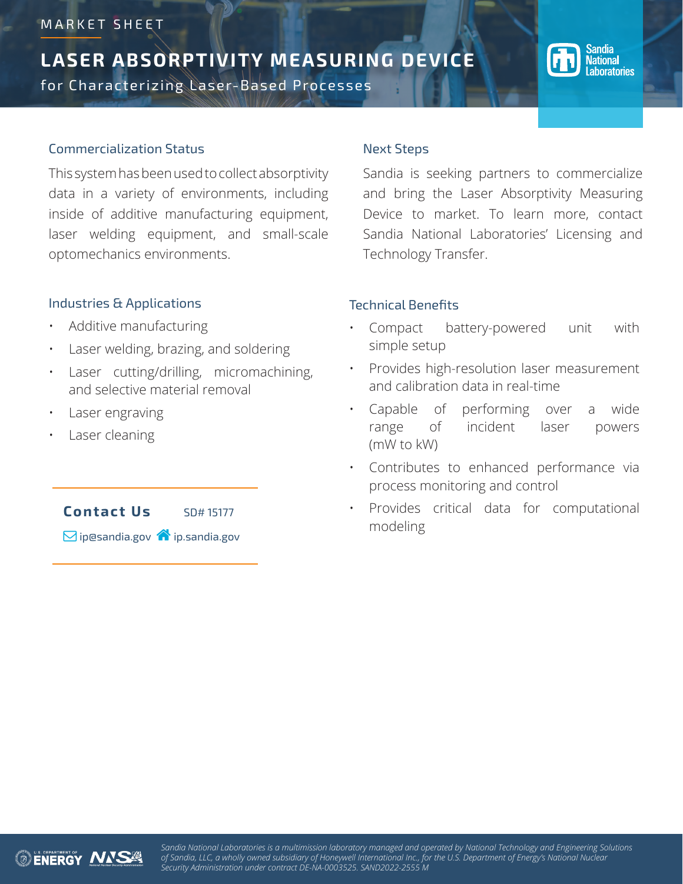MARKET SHEET

# LASER ABSORPTIVITY MEASURING DEVICE

for Characterizing Laser-Based Processes

## Commercialization Status

This system has been used to collect absorptivity data in a variety of environments, including inside of additive manufacturing equipment, laser welding equipment, and small-scale optomechanics environments.

## Next Steps

Sandia is seeking partners to commercialize and bring the Laser Absorptivity Measuring Device to market. To learn more, contact Sandia National Laboratories' Licensing and Technology Transfer.

## Industries & Applications

- Additive manufacturing
- Laser welding, brazing, and soldering
- Laser cutting/drilling, micromachining, and selective material removal
- Laser engraving
- Laser cleaning

## Technical Benefits

- Compact battery-powered unit with simple setup
- Provides high-resolution laser measurement and calibration data in real-time
- Capable of performing over a wide range of incident laser powers (mW to kW)
- Contributes to enhanced performance via process monitoring and control
- Provides critical data for computational modeling

**Contact Us** SD# 15177

ip@sandia.gov ip.sandia.gov

*Sandia National Laboratories is a multimission laboratory managed and operated by National Technology and Engineering Solutions of Sandia, LLC, a wholly owned subsidiary of Honeywell International Inc., for the U.S. Department of Energy's National Nuclear Security Administration under contract DE-NA-0003525. SAND2022-2555 M*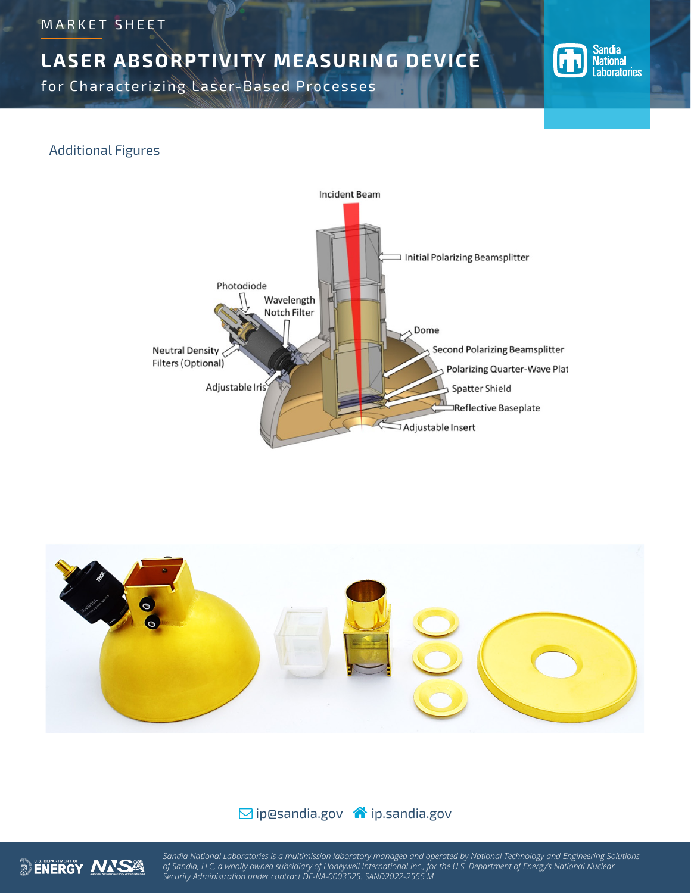MARKET SHEET

# LASER ABSORPTIVITY MEASURING DEVICE

for Characterizing Laser-Based Processes

## Additional Figures

Incident Beam

Initial Polarizing Beamsplitter

Photodiode

Wavelength Notch Filter

Dome

Second Polarizing Beamsplitter

Neutral Density Filters (Optional)

Polarizing Quarter-Wave Plat

Adjustable Iris

Spatter Shield

Reflective Baseplate

Adjustable Insert

ip@sandia.gov ip.sandia.gov

*Sandia National Laboratories is a multimission laboratory managed and operated by National Technology and Engineering Solutions of Sandia, LLC, a wholly owned subsidiary of Honeywell International Inc., for the U.S. Department of Energy's National Nuclear Security Administration under contract DE-NA-0003525. SAND2022-2555 M*